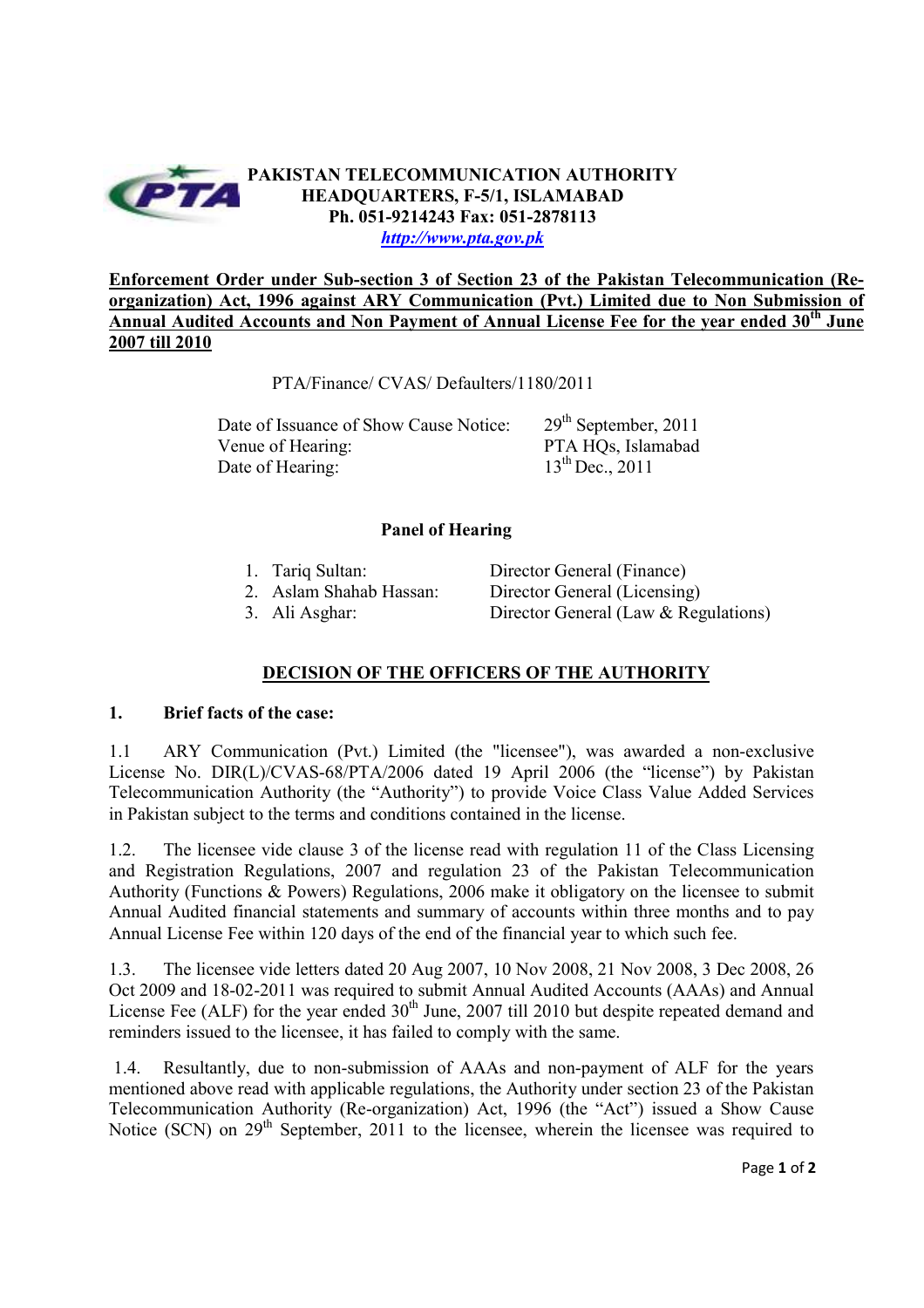**PAKISTAN TELECOMMUNICATION AUTHORITY**
**HEADQUARTERS, F-5/1, ISLAMABAD**
**Ph. 051-9214243 Fax: 051-2878113**
***http://www.pta.gov.pk***

**Enforcement Order under Sub-section 3 of Section 23 of the Pakistan Telecommunication (Re-organization) Act, 1996 against ARY Communication (Pvt.) Limited due to Non Submission of Annual Audited Accounts and Non Payment of Annual License Fee for the year ended 30th June 2007 till 2010**

PTA/Finance/ CVAS/ Defaulters/1180/2011

| | |
|---|---|
| Date of Issuance of Show Cause Notice: | 29th September, 2011 |
| Venue of Hearing: | PTA HQs, Islamabad |
| Date of Hearing: | 13th Dec., 2011 |

**Panel of Hearing**

1. Tariq Sultan: Director General (Finance)
2. Aslam Shahab Hassan: Director General (Licensing)
3. Ali Asghar: Director General (Law & Regulations)

## DECISION OF THE OFFICERS OF THE AUTHORITY

**1. Brief facts of the case:**

1.1 ARY Communication (Pvt.) Limited (the "licensee"), was awarded a non-exclusive License No. DIR(L)/CVAS-68/PTA/2006 dated 19 April 2006 (the "license") by Pakistan Telecommunication Authority (the "Authority") to provide Voice Class Value Added Services in Pakistan subject to the terms and conditions contained in the license.

1.2. The licensee vide clause 3 of the license read with regulation 11 of the Class Licensing and Registration Regulations, 2007 and regulation 23 of the Pakistan Telecommunication Authority (Functions & Powers) Regulations, 2006 make it obligatory on the licensee to submit Annual Audited financial statements and summary of accounts within three months and to pay Annual License Fee within 120 days of the end of the financial year to which such fee.

1.3. The licensee vide letters dated 20 Aug 2007, 10 Nov 2008, 21 Nov 2008, 3 Dec 2008, 26 Oct 2009 and 18-02-2011 was required to submit Annual Audited Accounts (AAAs) and Annual License Fee (ALF) for the year ended 30th June, 2007 till 2010 but despite repeated demand and reminders issued to the licensee, it has failed to comply with the same.

1.4. Resultantly, due to non-submission of AAAs and non-payment of ALF for the years mentioned above read with applicable regulations, the Authority under section 23 of the Pakistan Telecommunication Authority (Re-organization) Act, 1996 (the "Act") issued a Show Cause Notice (SCN) on 29th September, 2011 to the licensee, wherein the licensee was required to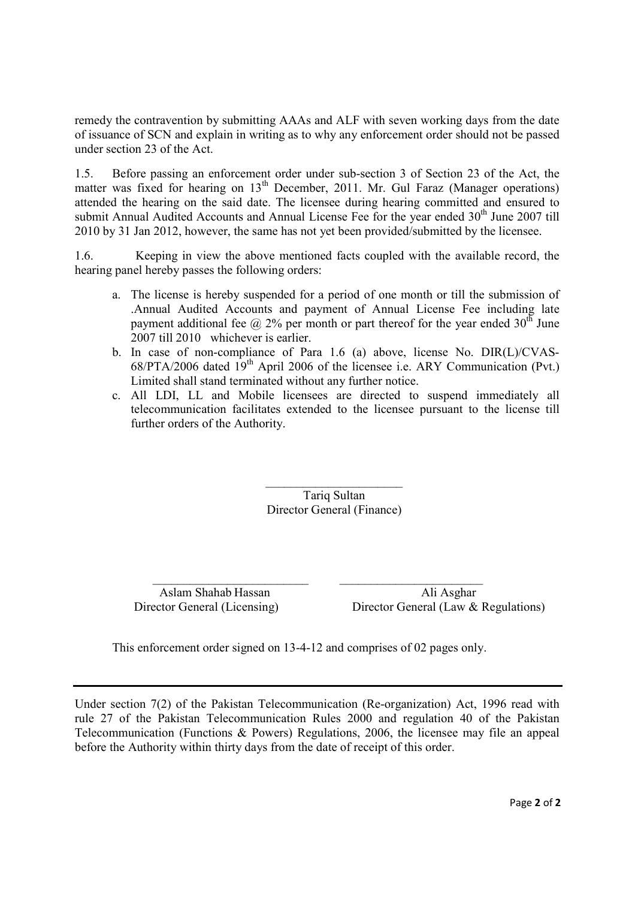remedy the contravention by submitting AAAs and ALF with seven working days from the date of issuance of SCN and explain in writing as to why any enforcement order should not be passed under section 23 of the Act.

1.5. Before passing an enforcement order under sub-section 3 of Section 23 of the Act, the matter was fixed for hearing on 13th December, 2011. Mr. Gul Faraz (Manager operations) attended the hearing on the said date. The licensee during hearing committed and ensured to submit Annual Audited Accounts and Annual License Fee for the year ended 30th June 2007 till 2010 by 31 Jan 2012, however, the same has not yet been provided/submitted by the licensee.

1.6. Keeping in view the above mentioned facts coupled with the available record, the hearing panel hereby passes the following orders:

a. The license is hereby suspended for a period of one month or till the submission of .Annual Audited Accounts and payment of Annual License Fee including late payment additional fee @ 2% per month or part thereof for the year ended 30th June 2007 till 2010 whichever is earlier.
b. In case of non-compliance of Para 1.6 (a) above, license No. DIR(L)/CVAS-68/PTA/2006 dated 19th April 2006 of the licensee i.e. ARY Communication (Pvt.) Limited shall stand terminated without any further notice.
c. All LDI, LL and Mobile licensees are directed to suspend immediately all telecommunication facilitates extended to the licensee pursuant to the license till further orders of the Authority.

Tariq Sultan
Director General (Finance)

Aslam Shahab Hassan
Director General (Licensing)

Ali Asghar
Director General (Law & Regulations)

This enforcement order signed on 13-4-12 and comprises of 02 pages only.

---

Under section 7(2) of the Pakistan Telecommunication (Re-organization) Act, 1996 read with rule 27 of the Pakistan Telecommunication Rules 2000 and regulation 40 of the Pakistan Telecommunication (Functions & Powers) Regulations, 2006, the licensee may file an appeal before the Authority within thirty days from the date of receipt of this order.